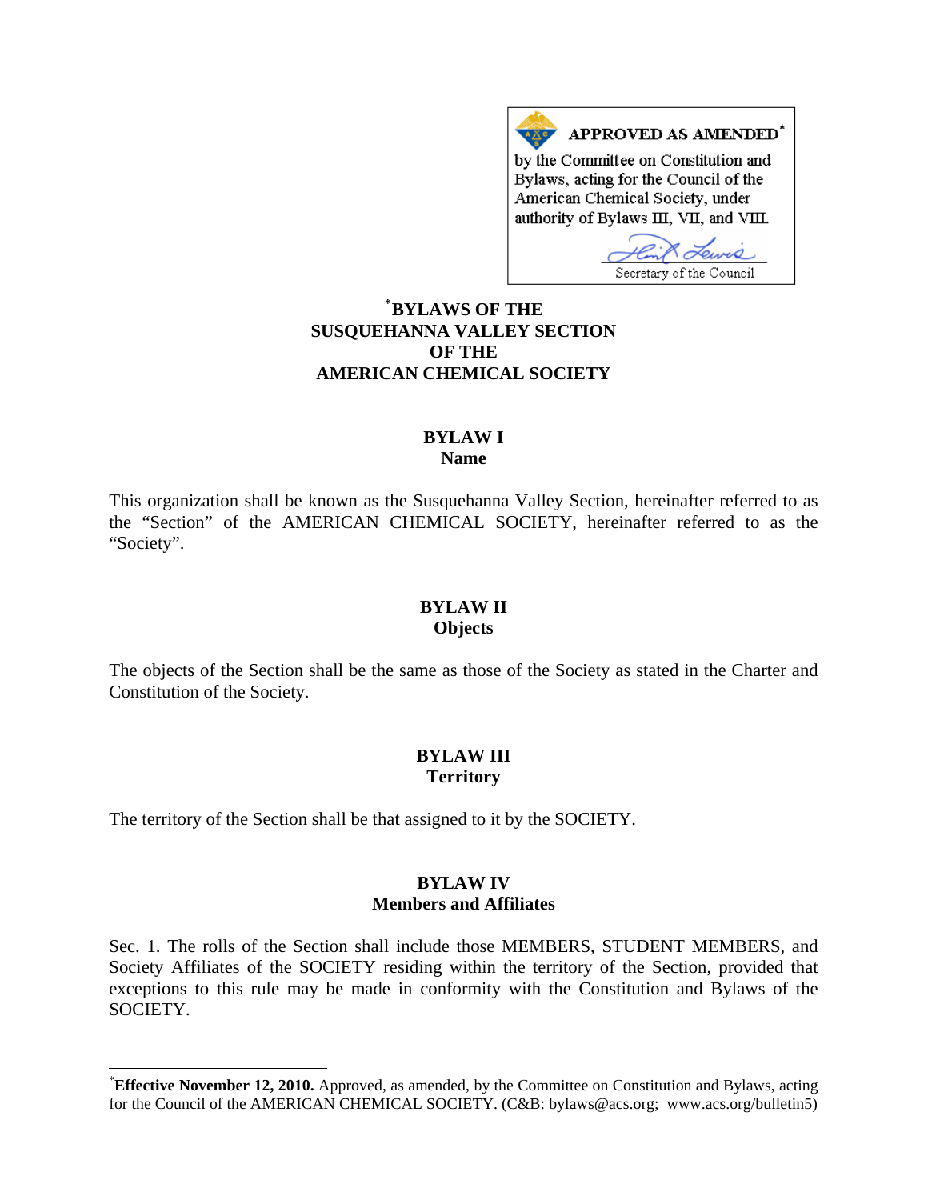**APPROVED AS AMENDED***

by the Committee on Constitution and Bylaws, acting for the Council of the American Chemical Society, under authority of Bylaws III, VII, and VIII.

Secretary of the Council

# *BYLAWS OF THE SUSQUEHANNA VALLEY SECTION OF THE AMERICAN CHEMICAL SOCIETY

## BYLAW I
## Name

This organization shall be known as the Susquehanna Valley Section, hereinafter referred to as the "Section" of the AMERICAN CHEMICAL SOCIETY, hereinafter referred to as the "Society".

## BYLAW II
## Objects

The objects of the Section shall be the same as those of the Society as stated in the Charter and Constitution of the Society.

## BYLAW III
## Territory

The territory of the Section shall be that assigned to it by the SOCIETY.

## BYLAW IV
## Members and Affiliates

Sec. 1. The rolls of the Section shall include those MEMBERS, STUDENT MEMBERS, and Society Affiliates of the SOCIETY residing within the territory of the Section, provided that exceptions to this rule may be made in conformity with the Constitution and Bylaws of the SOCIETY.

---

***Effective November 12, 2010.** Approved, as amended, by the Committee on Constitution and Bylaws, acting for the Council of the AMERICAN CHEMICAL SOCIETY. (C&B: bylaws@acs.org; www.acs.org/bulletin5)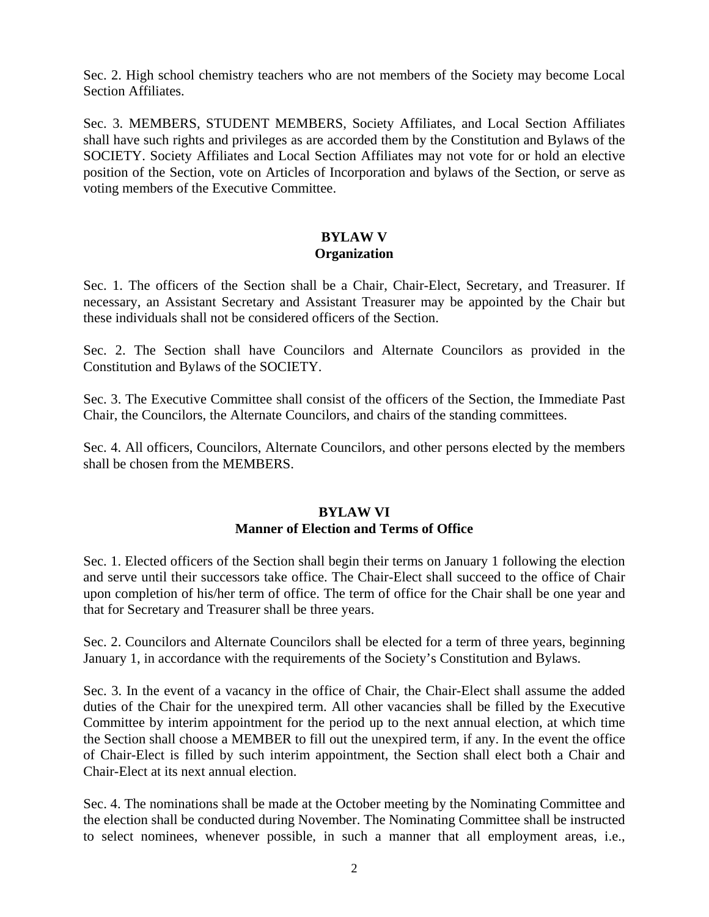Sec. 2. High school chemistry teachers who are not members of the Society may become Local Section Affiliates.

Sec. 3. MEMBERS, STUDENT MEMBERS, Society Affiliates, and Local Section Affiliates shall have such rights and privileges as are accorded them by the Constitution and Bylaws of the SOCIETY. Society Affiliates and Local Section Affiliates may not vote for or hold an elective position of the Section, vote on Articles of Incorporation and bylaws of the Section, or serve as voting members of the Executive Committee.

## BYLAW V
## Organization

Sec. 1. The officers of the Section shall be a Chair, Chair-Elect, Secretary, and Treasurer. If necessary, an Assistant Secretary and Assistant Treasurer may be appointed by the Chair but these individuals shall not be considered officers of the Section.

Sec. 2. The Section shall have Councilors and Alternate Councilors as provided in the Constitution and Bylaws of the SOCIETY.

Sec. 3. The Executive Committee shall consist of the officers of the Section, the Immediate Past Chair, the Councilors, the Alternate Councilors, and chairs of the standing committees.

Sec. 4. All officers, Councilors, Alternate Councilors, and other persons elected by the members shall be chosen from the MEMBERS.

## BYLAW VI
## Manner of Election and Terms of Office

Sec. 1. Elected officers of the Section shall begin their terms on January 1 following the election and serve until their successors take office. The Chair-Elect shall succeed to the office of Chair upon completion of his/her term of office. The term of office for the Chair shall be one year and that for Secretary and Treasurer shall be three years.

Sec. 2. Councilors and Alternate Councilors shall be elected for a term of three years, beginning January 1, in accordance with the requirements of the Society's Constitution and Bylaws.

Sec. 3. In the event of a vacancy in the office of Chair, the Chair-Elect shall assume the added duties of the Chair for the unexpired term. All other vacancies shall be filled by the Executive Committee by interim appointment for the period up to the next annual election, at which time the Section shall choose a MEMBER to fill out the unexpired term, if any. In the event the office of Chair-Elect is filled by such interim appointment, the Section shall elect both a Chair and Chair-Elect at its next annual election.

Sec. 4. The nominations shall be made at the October meeting by the Nominating Committee and the election shall be conducted during November. The Nominating Committee shall be instructed to select nominees, whenever possible, in such a manner that all employment areas, i.e.,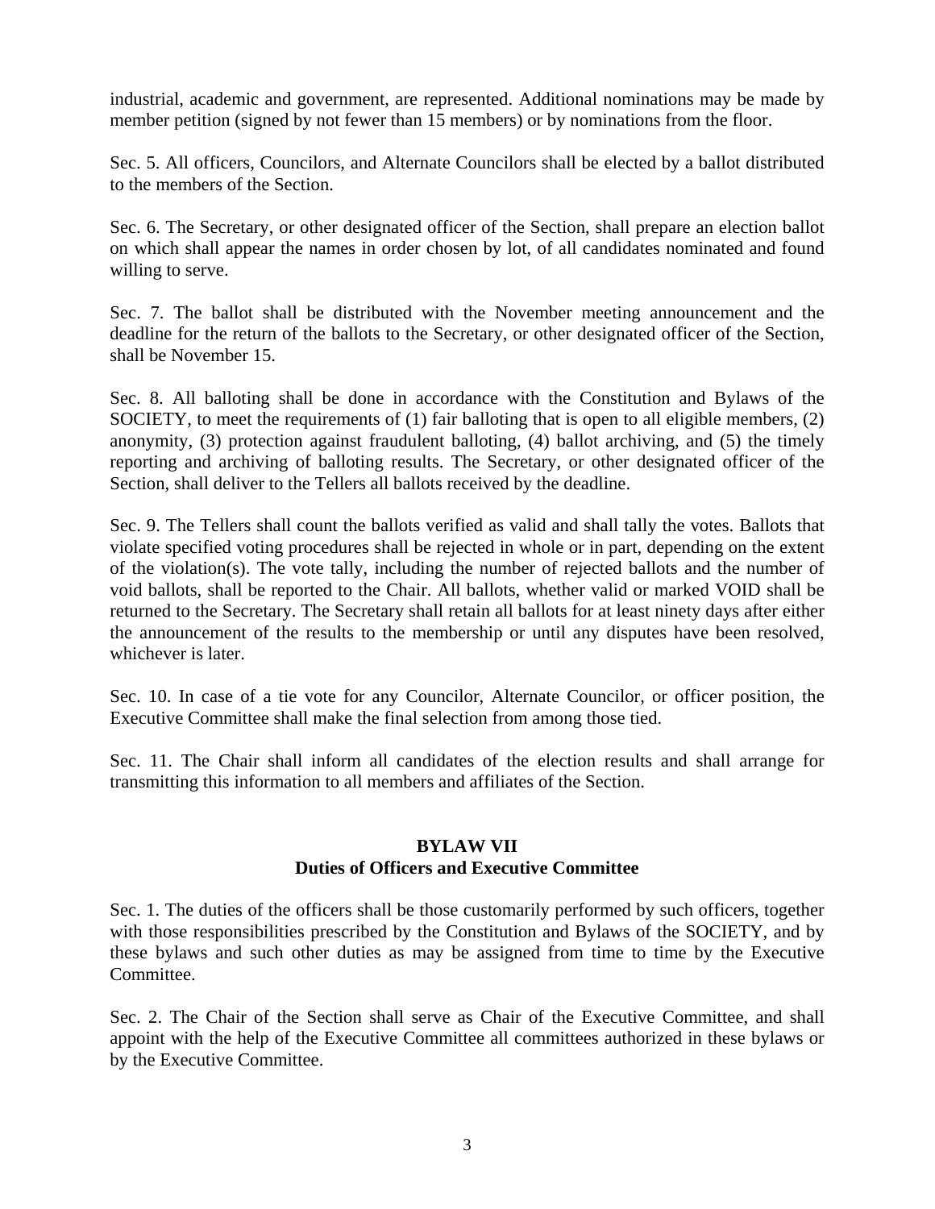industrial, academic and government, are represented. Additional nominations may be made by member petition (signed by not fewer than 15 members) or by nominations from the floor.

Sec. 5. All officers, Councilors, and Alternate Councilors shall be elected by a ballot distributed to the members of the Section.

Sec. 6. The Secretary, or other designated officer of the Section, shall prepare an election ballot on which shall appear the names in order chosen by lot, of all candidates nominated and found willing to serve.

Sec. 7. The ballot shall be distributed with the November meeting announcement and the deadline for the return of the ballots to the Secretary, or other designated officer of the Section, shall be November 15.

Sec. 8. All balloting shall be done in accordance with the Constitution and Bylaws of the SOCIETY, to meet the requirements of (1) fair balloting that is open to all eligible members, (2) anonymity, (3) protection against fraudulent balloting, (4) ballot archiving, and (5) the timely reporting and archiving of balloting results. The Secretary, or other designated officer of the Section, shall deliver to the Tellers all ballots received by the deadline.

Sec. 9. The Tellers shall count the ballots verified as valid and shall tally the votes. Ballots that violate specified voting procedures shall be rejected in whole or in part, depending on the extent of the violation(s). The vote tally, including the number of rejected ballots and the number of void ballots, shall be reported to the Chair. All ballots, whether valid or marked VOID shall be returned to the Secretary. The Secretary shall retain all ballots for at least ninety days after either the announcement of the results to the membership or until any disputes have been resolved, whichever is later.

Sec. 10. In case of a tie vote for any Councilor, Alternate Councilor, or officer position, the Executive Committee shall make the final selection from among those tied.

Sec. 11. The Chair shall inform all candidates of the election results and shall arrange for transmitting this information to all members and affiliates of the Section.

## BYLAW VII
## Duties of Officers and Executive Committee

Sec. 1. The duties of the officers shall be those customarily performed by such officers, together with those responsibilities prescribed by the Constitution and Bylaws of the SOCIETY, and by these bylaws and such other duties as may be assigned from time to time by the Executive Committee.

Sec. 2. The Chair of the Section shall serve as Chair of the Executive Committee, and shall appoint with the help of the Executive Committee all committees authorized in these bylaws or by the Executive Committee.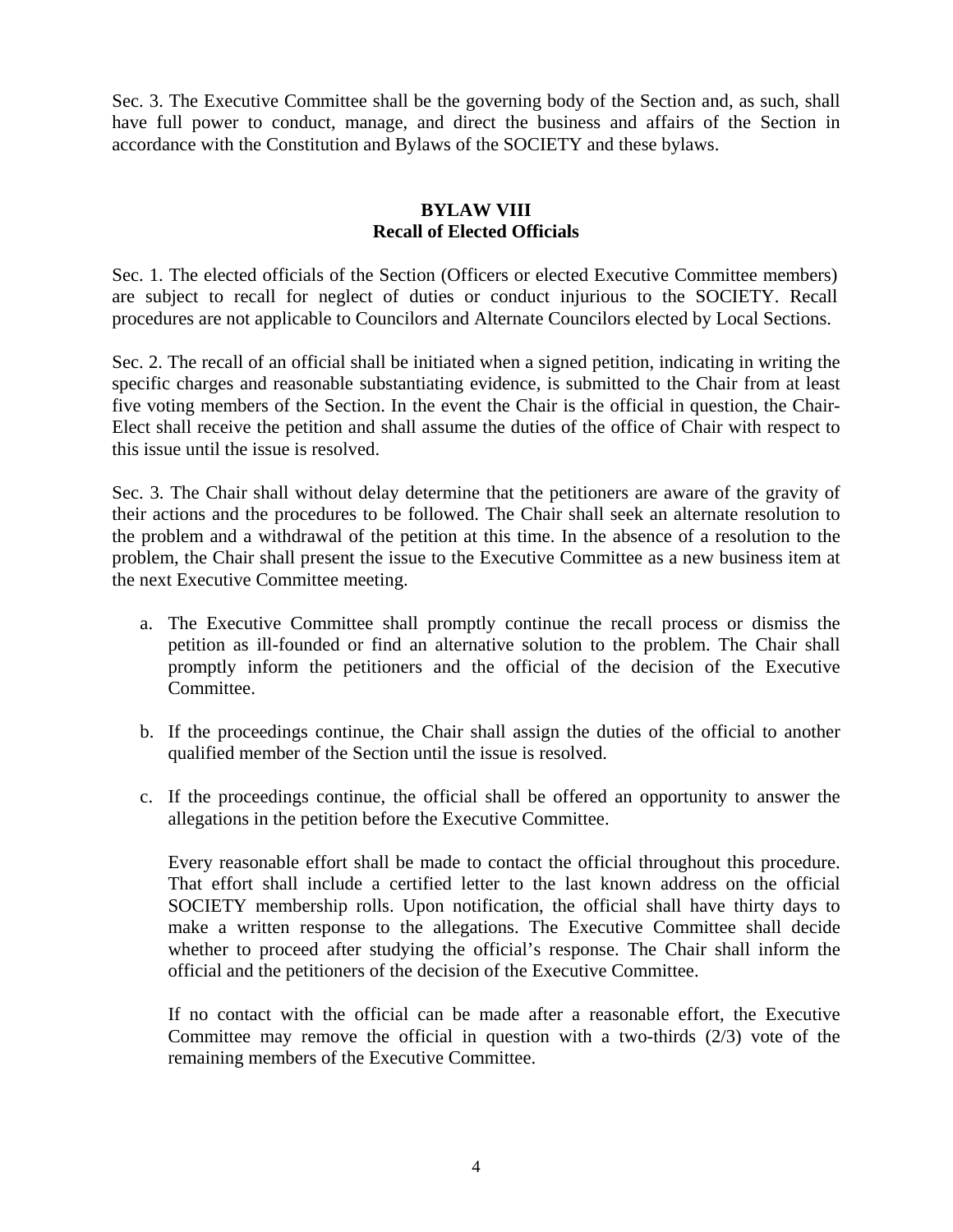Sec. 3. The Executive Committee shall be the governing body of the Section and, as such, shall have full power to conduct, manage, and direct the business and affairs of the Section in accordance with the Constitution and Bylaws of the SOCIETY and these bylaws.

## BYLAW VIII
## Recall of Elected Officials

Sec. 1. The elected officials of the Section (Officers or elected Executive Committee members) are subject to recall for neglect of duties or conduct injurious to the SOCIETY. Recall procedures are not applicable to Councilors and Alternate Councilors elected by Local Sections.

Sec. 2. The recall of an official shall be initiated when a signed petition, indicating in writing the specific charges and reasonable substantiating evidence, is submitted to the Chair from at least five voting members of the Section. In the event the Chair is the official in question, the Chair-Elect shall receive the petition and shall assume the duties of the office of Chair with respect to this issue until the issue is resolved.

Sec. 3. The Chair shall without delay determine that the petitioners are aware of the gravity of their actions and the procedures to be followed. The Chair shall seek an alternate resolution to the problem and a withdrawal of the petition at this time. In the absence of a resolution to the problem, the Chair shall present the issue to the Executive Committee as a new business item at the next Executive Committee meeting.

a. The Executive Committee shall promptly continue the recall process or dismiss the petition as ill-founded or find an alternative solution to the problem. The Chair shall promptly inform the petitioners and the official of the decision of the Executive Committee.

b. If the proceedings continue, the Chair shall assign the duties of the official to another qualified member of the Section until the issue is resolved.

c. If the proceedings continue, the official shall be offered an opportunity to answer the allegations in the petition before the Executive Committee.

   Every reasonable effort shall be made to contact the official throughout this procedure. That effort shall include a certified letter to the last known address on the official SOCIETY membership rolls. Upon notification, the official shall have thirty days to make a written response to the allegations. The Executive Committee shall decide whether to proceed after studying the official's response. The Chair shall inform the official and the petitioners of the decision of the Executive Committee.

   If no contact with the official can be made after a reasonable effort, the Executive Committee may remove the official in question with a two-thirds (2/3) vote of the remaining members of the Executive Committee.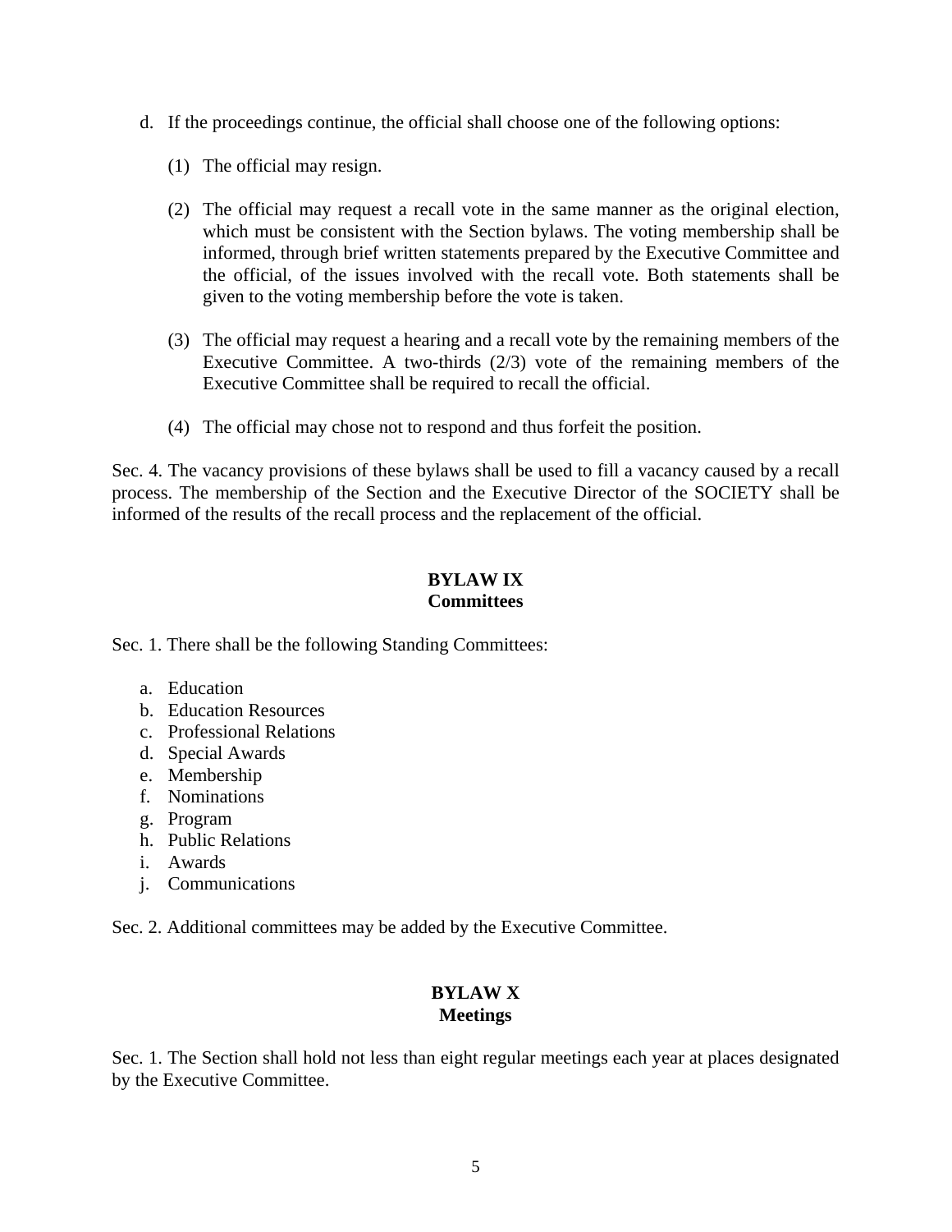d. If the proceedings continue, the official shall choose one of the following options:

    (1) The official may resign.

    (2) The official may request a recall vote in the same manner as the original election, which must be consistent with the Section bylaws. The voting membership shall be informed, through brief written statements prepared by the Executive Committee and the official, of the issues involved with the recall vote. Both statements shall be given to the voting membership before the vote is taken.

    (3) The official may request a hearing and a recall vote by the remaining members of the Executive Committee. A two-thirds (2/3) vote of the remaining members of the Executive Committee shall be required to recall the official.

    (4) The official may chose not to respond and thus forfeit the position.

Sec. 4. The vacancy provisions of these bylaws shall be used to fill a vacancy caused by a recall process. The membership of the Section and the Executive Director of the SOCIETY shall be informed of the results of the recall process and the replacement of the official.

## BYLAW IX
## Committees

Sec. 1. There shall be the following Standing Committees:

a. Education
b. Education Resources
c. Professional Relations
d. Special Awards
e. Membership
f. Nominations
g. Program
h. Public Relations
i. Awards
j. Communications

Sec. 2. Additional committees may be added by the Executive Committee.

## BYLAW X
## Meetings

Sec. 1. The Section shall hold not less than eight regular meetings each year at places designated by the Executive Committee.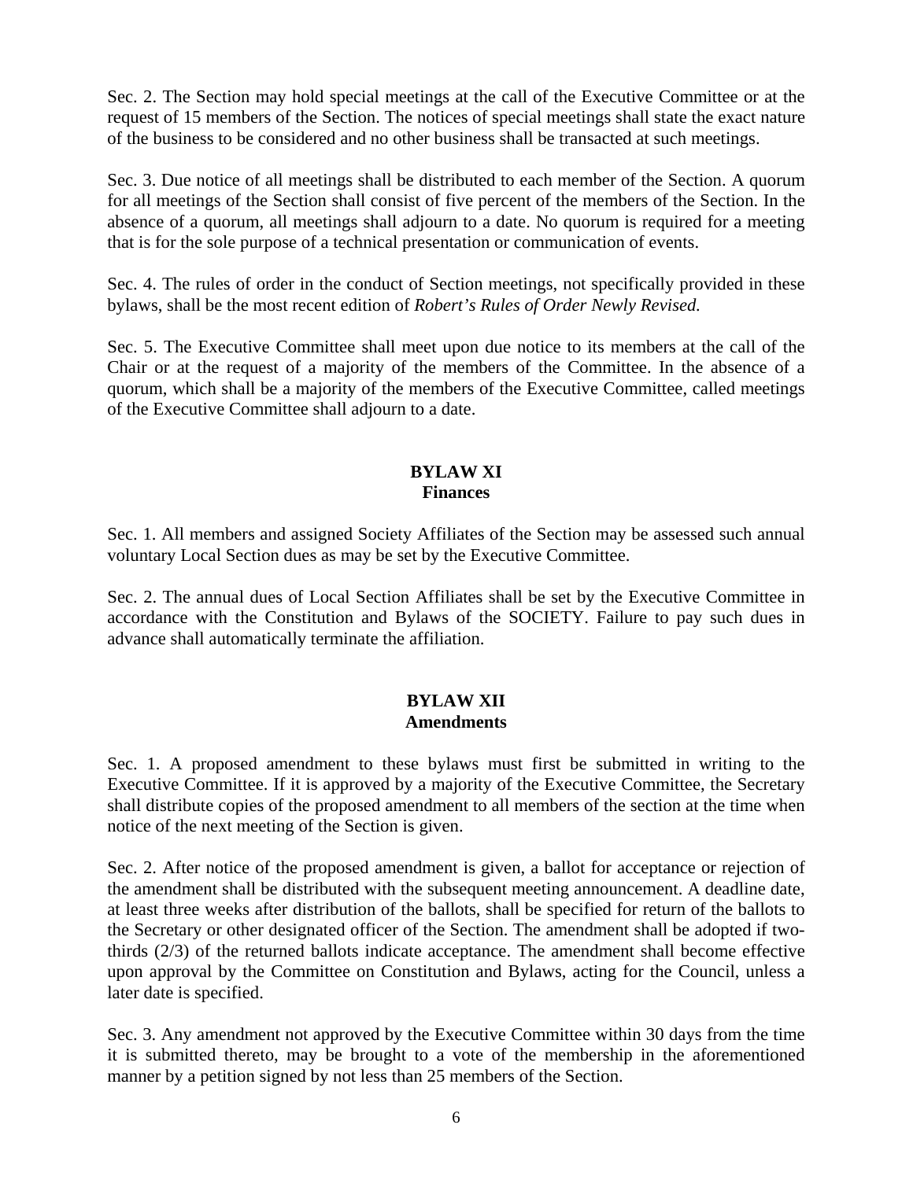Sec. 2. The Section may hold special meetings at the call of the Executive Committee or at the request of 15 members of the Section. The notices of special meetings shall state the exact nature of the business to be considered and no other business shall be transacted at such meetings.

Sec. 3. Due notice of all meetings shall be distributed to each member of the Section. A quorum for all meetings of the Section shall consist of five percent of the members of the Section. In the absence of a quorum, all meetings shall adjourn to a date. No quorum is required for a meeting that is for the sole purpose of a technical presentation or communication of events.

Sec. 4. The rules of order in the conduct of Section meetings, not specifically provided in these bylaws, shall be the most recent edition of *Robert's Rules of Order Newly Revised.*

Sec. 5. The Executive Committee shall meet upon due notice to its members at the call of the Chair or at the request of a majority of the members of the Committee. In the absence of a quorum, which shall be a majority of the members of the Executive Committee, called meetings of the Executive Committee shall adjourn to a date.

## BYLAW XI
## Finances

Sec. 1. All members and assigned Society Affiliates of the Section may be assessed such annual voluntary Local Section dues as may be set by the Executive Committee.

Sec. 2. The annual dues of Local Section Affiliates shall be set by the Executive Committee in accordance with the Constitution and Bylaws of the SOCIETY. Failure to pay such dues in advance shall automatically terminate the affiliation.

## BYLAW XII
## Amendments

Sec. 1. A proposed amendment to these bylaws must first be submitted in writing to the Executive Committee. If it is approved by a majority of the Executive Committee, the Secretary shall distribute copies of the proposed amendment to all members of the section at the time when notice of the next meeting of the Section is given.

Sec. 2. After notice of the proposed amendment is given, a ballot for acceptance or rejection of the amendment shall be distributed with the subsequent meeting announcement. A deadline date, at least three weeks after distribution of the ballots, shall be specified for return of the ballots to the Secretary or other designated officer of the Section. The amendment shall be adopted if two-thirds (2/3) of the returned ballots indicate acceptance. The amendment shall become effective upon approval by the Committee on Constitution and Bylaws, acting for the Council, unless a later date is specified.

Sec. 3. Any amendment not approved by the Executive Committee within 30 days from the time it is submitted thereto, may be brought to a vote of the membership in the aforementioned manner by a petition signed by not less than 25 members of the Section.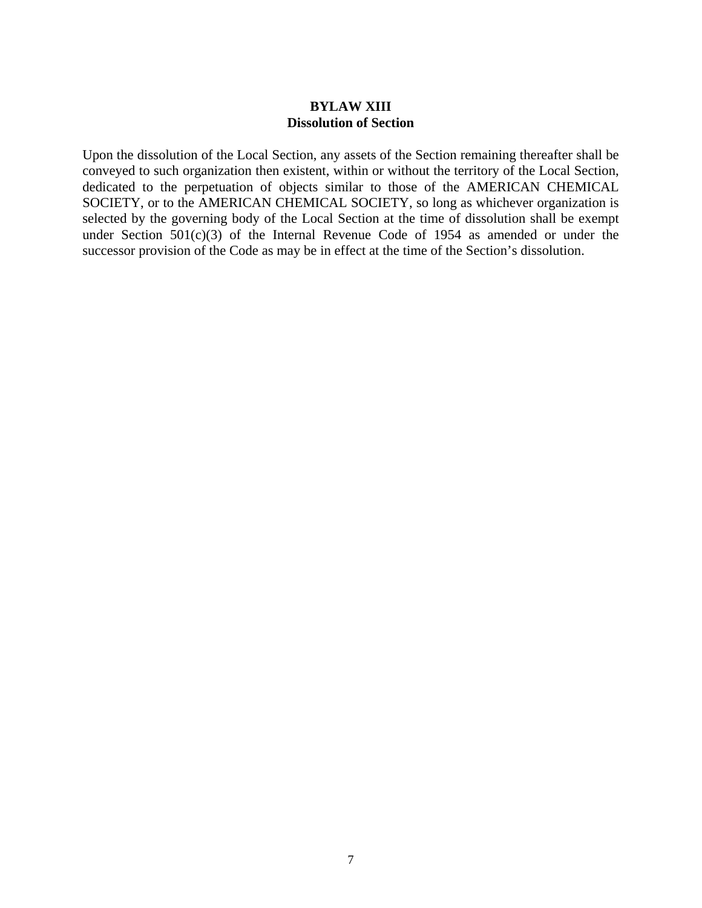## BYLAW XIII
## Dissolution of Section

Upon the dissolution of the Local Section, any assets of the Section remaining thereafter shall be conveyed to such organization then existent, within or without the territory of the Local Section, dedicated to the perpetuation of objects similar to those of the AMERICAN CHEMICAL SOCIETY, or to the AMERICAN CHEMICAL SOCIETY, so long as whichever organization is selected by the governing body of the Local Section at the time of dissolution shall be exempt under Section 501(c)(3) of the Internal Revenue Code of 1954 as amended or under the successor provision of the Code as may be in effect at the time of the Section's dissolution.